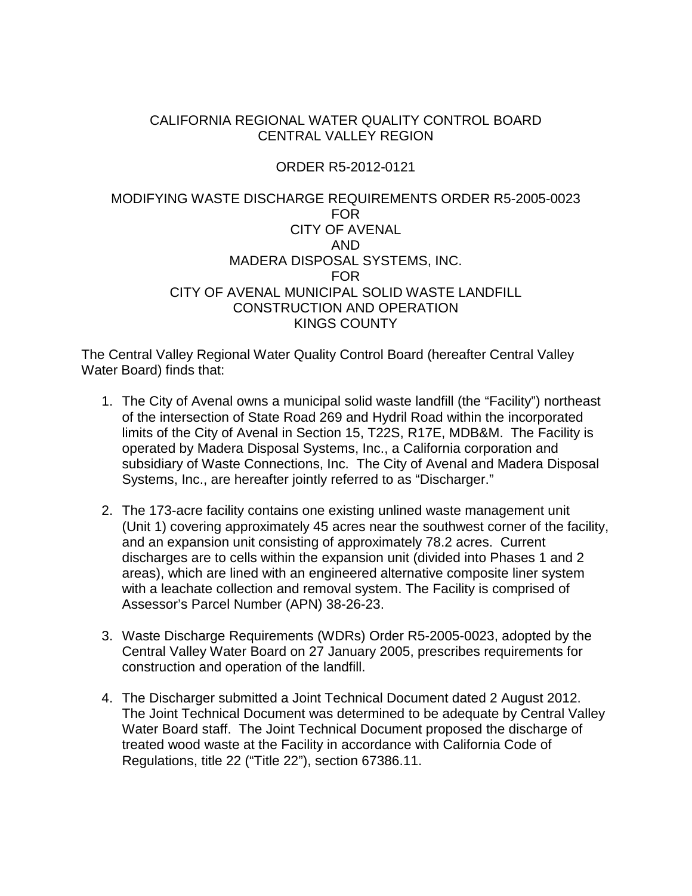CALIFORNIA REGIONAL WATER QUALITY CONTROL BOARD
CENTRAL VALLEY REGION

ORDER R5-2012-0121

MODIFYING WASTE DISCHARGE REQUIREMENTS ORDER R5-2005-0023
FOR
CITY OF AVENAL
AND
MADERA DISPOSAL SYSTEMS, INC.
FOR
CITY OF AVENAL MUNICIPAL SOLID WASTE LANDFILL
CONSTRUCTION AND OPERATION
KINGS COUNTY

The Central Valley Regional Water Quality Control Board (hereafter Central Valley Water Board) finds that:

1. The City of Avenal owns a municipal solid waste landfill (the "Facility") northeast of the intersection of State Road 269 and Hydril Road within the incorporated limits of the City of Avenal in Section 15, T22S, R17E, MDB&M. The Facility is operated by Madera Disposal Systems, Inc., a California corporation and subsidiary of Waste Connections, Inc. The City of Avenal and Madera Disposal Systems, Inc., are hereafter jointly referred to as "Discharger."

2. The 173-acre facility contains one existing unlined waste management unit (Unit 1) covering approximately 45 acres near the southwest corner of the facility, and an expansion unit consisting of approximately 78.2 acres. Current discharges are to cells within the expansion unit (divided into Phases 1 and 2 areas), which are lined with an engineered alternative composite liner system with a leachate collection and removal system. The Facility is comprised of Assessor's Parcel Number (APN) 38-26-23.

3. Waste Discharge Requirements (WDRs) Order R5-2005-0023, adopted by the Central Valley Water Board on 27 January 2005, prescribes requirements for construction and operation of the landfill.

4. The Discharger submitted a Joint Technical Document dated 2 August 2012. The Joint Technical Document was determined to be adequate by Central Valley Water Board staff. The Joint Technical Document proposed the discharge of treated wood waste at the Facility in accordance with California Code of Regulations, title 22 ("Title 22"), section 67386.11.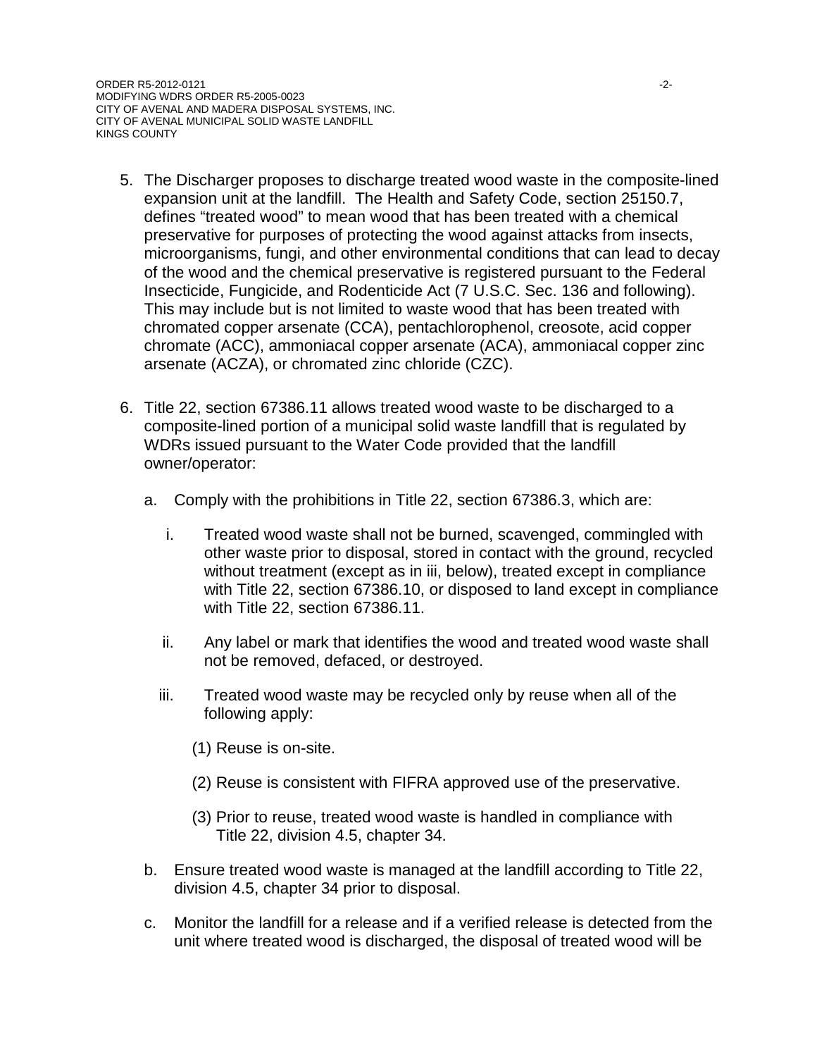5. The Discharger proposes to discharge treated wood waste in the composite-lined expansion unit at the landfill. The Health and Safety Code, section 25150.7, defines "treated wood" to mean wood that has been treated with a chemical preservative for purposes of protecting the wood against attacks from insects, microorganisms, fungi, and other environmental conditions that can lead to decay of the wood and the chemical preservative is registered pursuant to the Federal Insecticide, Fungicide, and Rodenticide Act (7 U.S.C. Sec. 136 and following). This may include but is not limited to waste wood that has been treated with chromated copper arsenate (CCA), pentachlorophenol, creosote, acid copper chromate (ACC), ammoniacal copper arsenate (ACA), ammoniacal copper zinc arsenate (ACZA), or chromated zinc chloride (CZC).

6. Title 22, section 67386.11 allows treated wood waste to be discharged to a composite-lined portion of a municipal solid waste landfill that is regulated by WDRs issued pursuant to the Water Code provided that the landfill owner/operator:

   a. Comply with the prohibitions in Title 22, section 67386.3, which are:

      i. Treated wood waste shall not be burned, scavenged, commingled with other waste prior to disposal, stored in contact with the ground, recycled without treatment (except as in iii, below), treated except in compliance with Title 22, section 67386.10, or disposed to land except in compliance with Title 22, section 67386.11.

      ii. Any label or mark that identifies the wood and treated wood waste shall not be removed, defaced, or destroyed.

      iii. Treated wood waste may be recycled only by reuse when all of the following apply:

         (1) Reuse is on-site.

         (2) Reuse is consistent with FIFRA approved use of the preservative.

         (3) Prior to reuse, treated wood waste is handled in compliance with Title 22, division 4.5, chapter 34.

   b. Ensure treated wood waste is managed at the landfill according to Title 22, division 4.5, chapter 34 prior to disposal.

   c. Monitor the landfill for a release and if a verified release is detected from the unit where treated wood is discharged, the disposal of treated wood will be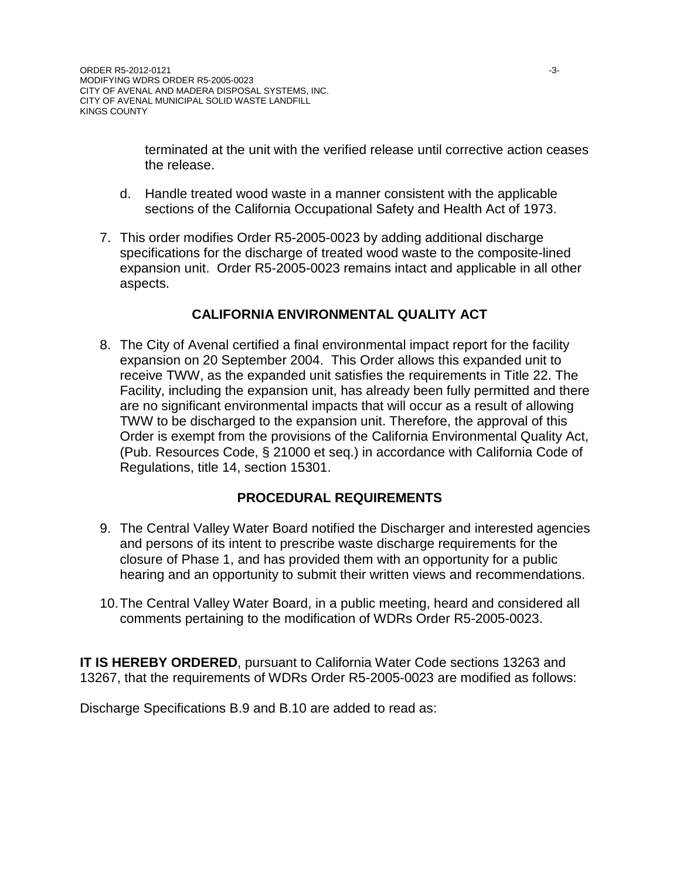terminated at the unit with the verified release until corrective action ceases the release.

d. Handle treated wood waste in a manner consistent with the applicable sections of the California Occupational Safety and Health Act of 1973.

7. This order modifies Order R5-2005-0023 by adding additional discharge specifications for the discharge of treated wood waste to the composite-lined expansion unit. Order R5-2005-0023 remains intact and applicable in all other aspects.

## CALIFORNIA ENVIRONMENTAL QUALITY ACT

8. The City of Avenal certified a final environmental impact report for the facility expansion on 20 September 2004. This Order allows this expanded unit to receive TWW, as the expanded unit satisfies the requirements in Title 22. The Facility, including the expansion unit, has already been fully permitted and there are no significant environmental impacts that will occur as a result of allowing TWW to be discharged to the expansion unit. Therefore, the approval of this Order is exempt from the provisions of the California Environmental Quality Act, (Pub. Resources Code, § 21000 et seq.) in accordance with California Code of Regulations, title 14, section 15301.

## PROCEDURAL REQUIREMENTS

9. The Central Valley Water Board notified the Discharger and interested agencies and persons of its intent to prescribe waste discharge requirements for the closure of Phase 1, and has provided them with an opportunity for a public hearing and an opportunity to submit their written views and recommendations.

10. The Central Valley Water Board, in a public meeting, heard and considered all comments pertaining to the modification of WDRs Order R5-2005-0023.

**IT IS HEREBY ORDERED**, pursuant to California Water Code sections 13263 and 13267, that the requirements of WDRs Order R5-2005-0023 are modified as follows:

Discharge Specifications B.9 and B.10 are added to read as: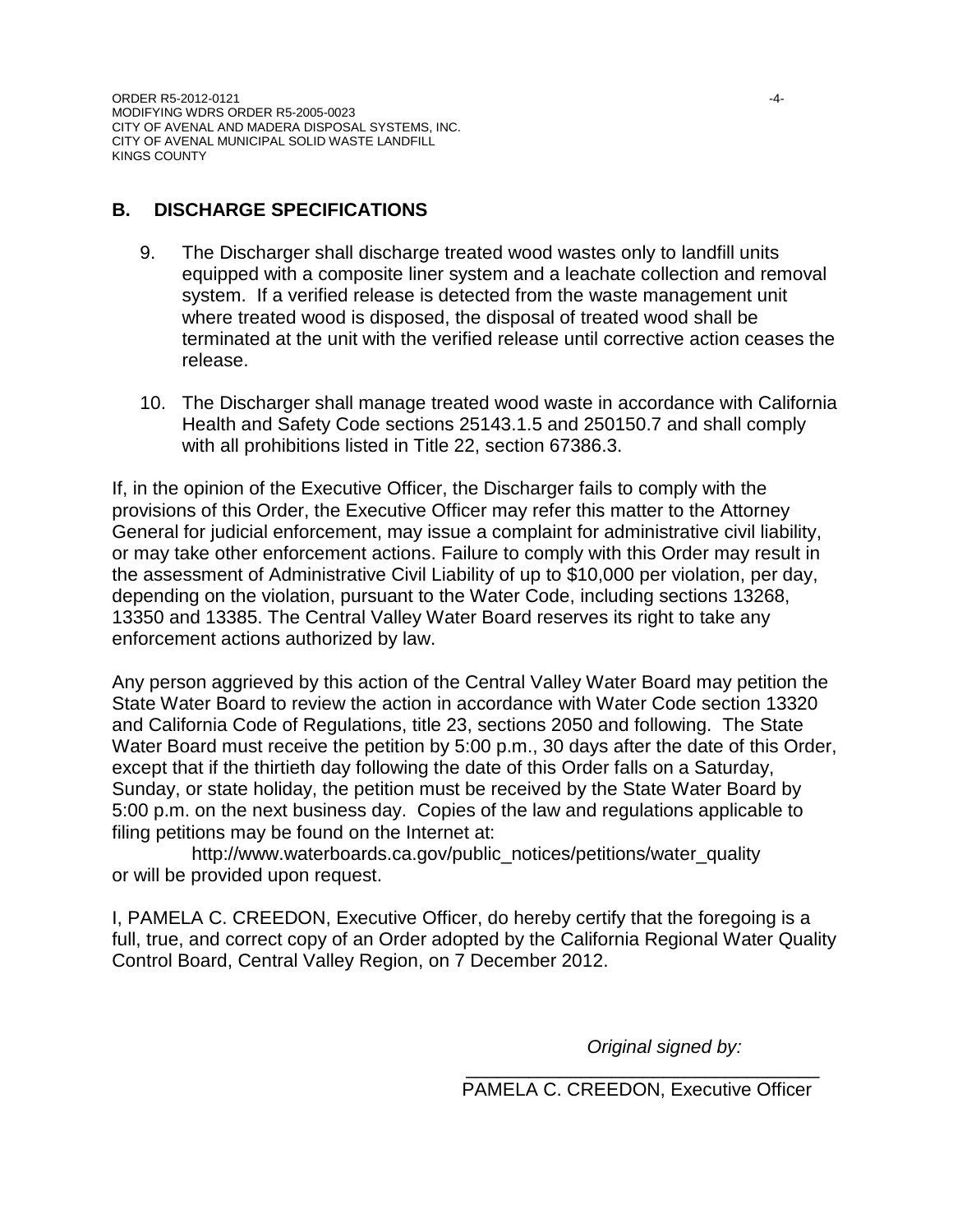## B. DISCHARGE SPECIFICATIONS

9. The Discharger shall discharge treated wood wastes only to landfill units equipped with a composite liner system and a leachate collection and removal system. If a verified release is detected from the waste management unit where treated wood is disposed, the disposal of treated wood shall be terminated at the unit with the verified release until corrective action ceases the release.

10. The Discharger shall manage treated wood waste in accordance with California Health and Safety Code sections 25143.1.5 and 250150.7 and shall comply with all prohibitions listed in Title 22, section 67386.3.

If, in the opinion of the Executive Officer, the Discharger fails to comply with the provisions of this Order, the Executive Officer may refer this matter to the Attorney General for judicial enforcement, may issue a complaint for administrative civil liability, or may take other enforcement actions. Failure to comply with this Order may result in the assessment of Administrative Civil Liability of up to $10,000 per violation, per day, depending on the violation, pursuant to the Water Code, including sections 13268, 13350 and 13385. The Central Valley Water Board reserves its right to take any enforcement actions authorized by law.

Any person aggrieved by this action of the Central Valley Water Board may petition the State Water Board to review the action in accordance with Water Code section 13320 and California Code of Regulations, title 23, sections 2050 and following. The State Water Board must receive the petition by 5:00 p.m., 30 days after the date of this Order, except that if the thirtieth day following the date of this Order falls on a Saturday, Sunday, or state holiday, the petition must be received by the State Water Board by 5:00 p.m. on the next business day. Copies of the law and regulations applicable to filing petitions may be found on the Internet at:

http://www.waterboards.ca.gov/public_notices/petitions/water_quality
or will be provided upon request.

I, PAMELA C. CREEDON, Executive Officer, do hereby certify that the foregoing is a full, true, and correct copy of an Order adopted by the California Regional Water Quality Control Board, Central Valley Region, on 7 December 2012.

*Original signed by:*

_________________________________
PAMELA C. CREEDON, Executive Officer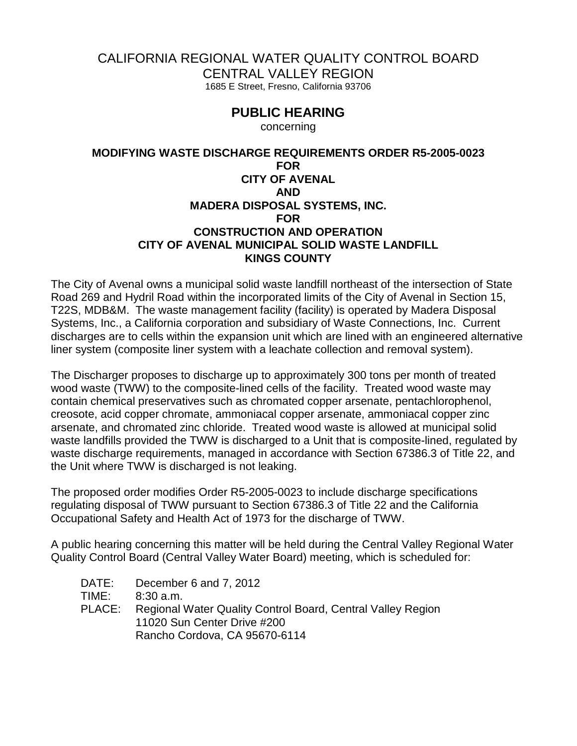# CALIFORNIA REGIONAL WATER QUALITY CONTROL BOARD
# CENTRAL VALLEY REGION

1685 E Street, Fresno, California 93706

## PUBLIC HEARING

concerning

**MODIFYING WASTE DISCHARGE REQUIREMENTS ORDER R5-2005-0023
FOR
CITY OF AVENAL
AND
MADERA DISPOSAL SYSTEMS, INC.
FOR
CONSTRUCTION AND OPERATION
CITY OF AVENAL MUNICIPAL SOLID WASTE LANDFILL
KINGS COUNTY**

The City of Avenal owns a municipal solid waste landfill northeast of the intersection of State Road 269 and Hydril Road within the incorporated limits of the City of Avenal in Section 15, T22S, MDB&M. The waste management facility (facility) is operated by Madera Disposal Systems, Inc., a California corporation and subsidiary of Waste Connections, Inc. Current discharges are to cells within the expansion unit which are lined with an engineered alternative liner system (composite liner system with a leachate collection and removal system).

The Discharger proposes to discharge up to approximately 300 tons per month of treated wood waste (TWW) to the composite-lined cells of the facility. Treated wood waste may contain chemical preservatives such as chromated copper arsenate, pentachlorophenol, creosote, acid copper chromate, ammoniacal copper arsenate, ammoniacal copper zinc arsenate, and chromated zinc chloride. Treated wood waste is allowed at municipal solid waste landfills provided the TWW is discharged to a Unit that is composite-lined, regulated by waste discharge requirements, managed in accordance with Section 67386.3 of Title 22, and the Unit where TWW is discharged is not leaking.

The proposed order modifies Order R5-2005-0023 to include discharge specifications regulating disposal of TWW pursuant to Section 67386.3 of Title 22 and the California Occupational Safety and Health Act of 1973 for the discharge of TWW.

A public hearing concerning this matter will be held during the Central Valley Regional Water Quality Control Board (Central Valley Water Board) meeting, which is scheduled for:

DATE: December 6 and 7, 2012
TIME: 8:30 a.m.
PLACE: Regional Water Quality Control Board, Central Valley Region
11020 Sun Center Drive #200
Rancho Cordova, CA 95670-6114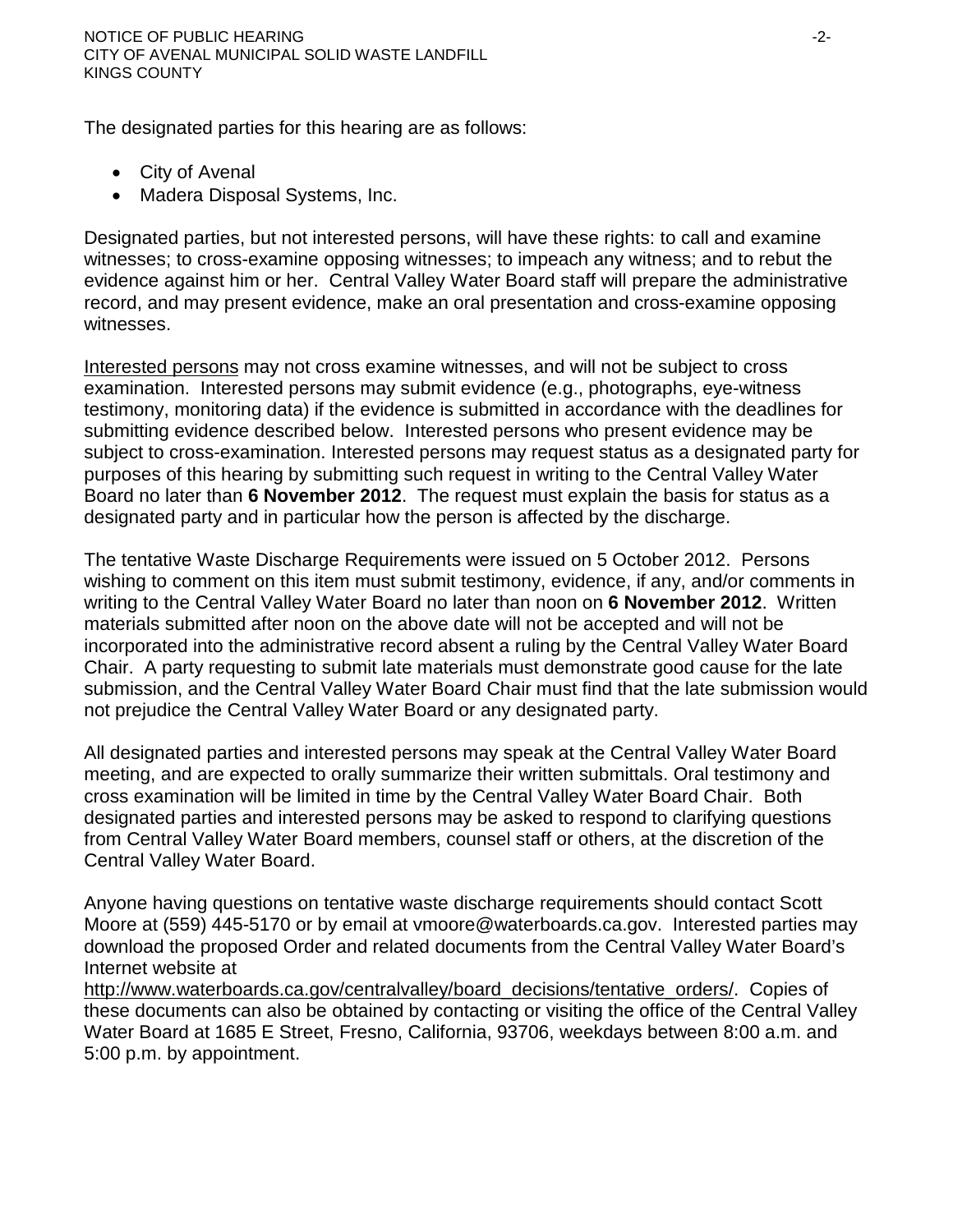The designated parties for this hearing are as follows:

- City of Avenal
- Madera Disposal Systems, Inc.

Designated parties, but not interested persons, will have these rights: to call and examine witnesses; to cross-examine opposing witnesses; to impeach any witness; and to rebut the evidence against him or her. Central Valley Water Board staff will prepare the administrative record, and may present evidence, make an oral presentation and cross-examine opposing witnesses.

Interested persons may not cross examine witnesses, and will not be subject to cross examination. Interested persons may submit evidence (e.g., photographs, eye-witness testimony, monitoring data) if the evidence is submitted in accordance with the deadlines for submitting evidence described below. Interested persons who present evidence may be subject to cross-examination. Interested persons may request status as a designated party for purposes of this hearing by submitting such request in writing to the Central Valley Water Board no later than **6 November 2012**. The request must explain the basis for status as a designated party and in particular how the person is affected by the discharge.

The tentative Waste Discharge Requirements were issued on 5 October 2012. Persons wishing to comment on this item must submit testimony, evidence, if any, and/or comments in writing to the Central Valley Water Board no later than noon on **6 November 2012**. Written materials submitted after noon on the above date will not be accepted and will not be incorporated into the administrative record absent a ruling by the Central Valley Water Board Chair. A party requesting to submit late materials must demonstrate good cause for the late submission, and the Central Valley Water Board Chair must find that the late submission would not prejudice the Central Valley Water Board or any designated party.

All designated parties and interested persons may speak at the Central Valley Water Board meeting, and are expected to orally summarize their written submittals. Oral testimony and cross examination will be limited in time by the Central Valley Water Board Chair. Both designated parties and interested persons may be asked to respond to clarifying questions from Central Valley Water Board members, counsel staff or others, at the discretion of the Central Valley Water Board.

Anyone having questions on tentative waste discharge requirements should contact Scott Moore at (559) 445-5170 or by email at vmoore@waterboards.ca.gov. Interested parties may download the proposed Order and related documents from the Central Valley Water Board's Internet website at http://www.waterboards.ca.gov/centralvalley/board_decisions/tentative_orders/. Copies of these documents can also be obtained by contacting or visiting the office of the Central Valley Water Board at 1685 E Street, Fresno, California, 93706, weekdays between 8:00 a.m. and 5:00 p.m. by appointment.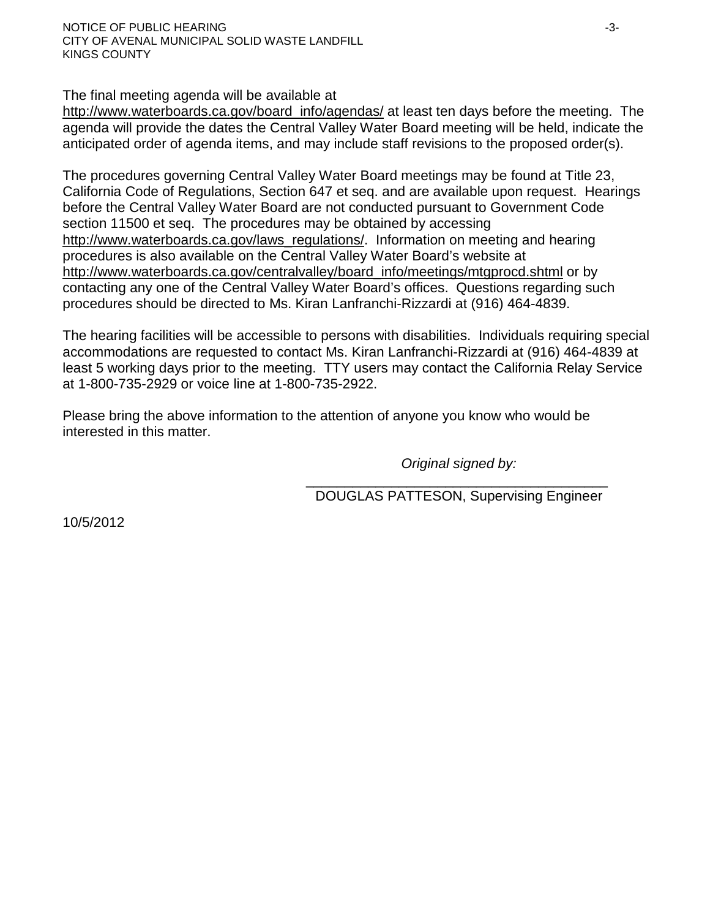The final meeting agenda will be available at http://www.waterboards.ca.gov/board_info/agendas/ at least ten days before the meeting. The agenda will provide the dates the Central Valley Water Board meeting will be held, indicate the anticipated order of agenda items, and may include staff revisions to the proposed order(s).

The procedures governing Central Valley Water Board meetings may be found at Title 23, California Code of Regulations, Section 647 et seq. and are available upon request. Hearings before the Central Valley Water Board are not conducted pursuant to Government Code section 11500 et seq. The procedures may be obtained by accessing http://www.waterboards.ca.gov/laws_regulations/. Information on meeting and hearing procedures is also available on the Central Valley Water Board's website at http://www.waterboards.ca.gov/centralvalley/board_info/meetings/mtgprocd.shtml or by contacting any one of the Central Valley Water Board's offices. Questions regarding such procedures should be directed to Ms. Kiran Lanfranchi-Rizzardi at (916) 464-4839.

The hearing facilities will be accessible to persons with disabilities. Individuals requiring special accommodations are requested to contact Ms. Kiran Lanfranchi-Rizzardi at (916) 464-4839 at least 5 working days prior to the meeting. TTY users may contact the California Relay Service at 1-800-735-2929 or voice line at 1-800-735-2922.

Please bring the above information to the attention of anyone you know who would be interested in this matter.

*Original signed by:*

DOUGLAS PATTESON, Supervising Engineer

10/5/2012